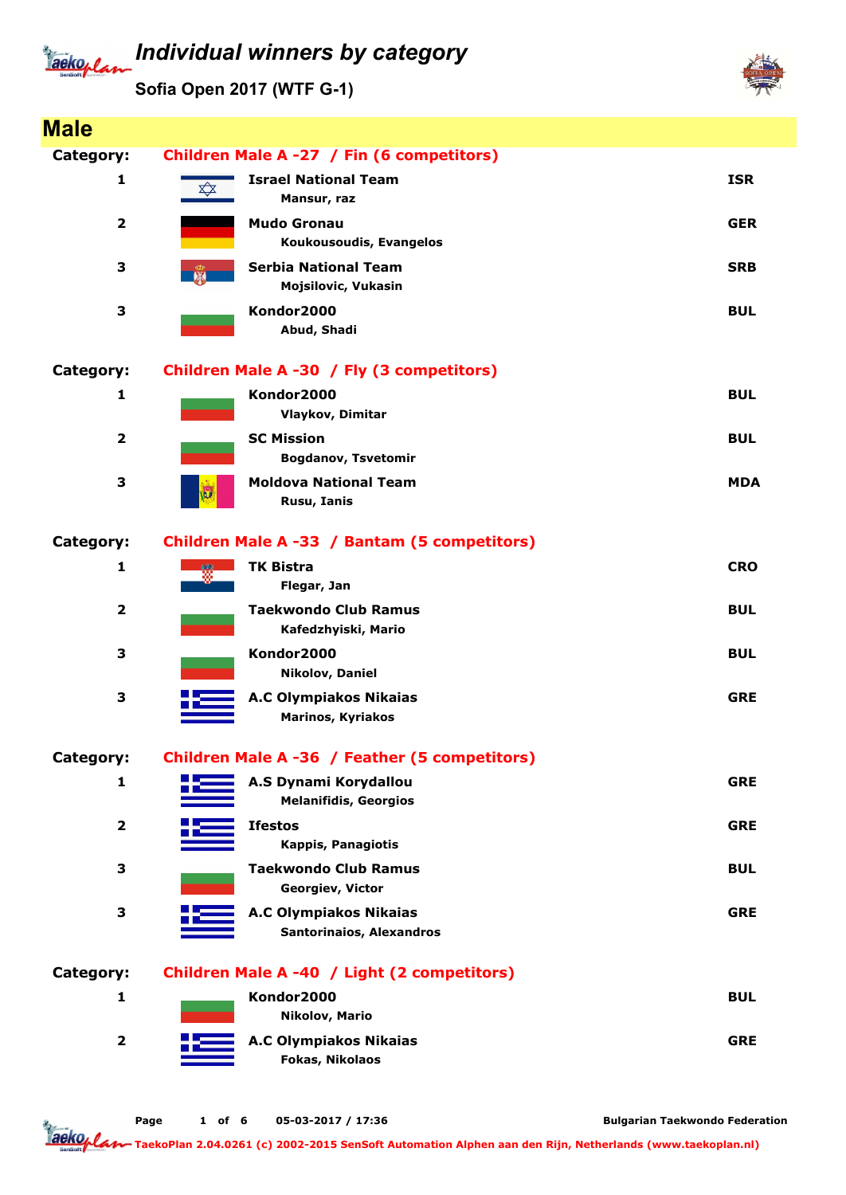# Individual winners by category

## Sofia Open 2017 (WTF G-1)

## Male

### Category: Children Male A -27 / Fin (6 competitors)

| Place | Team / Competitor | Country |
|---|---|---|
| 1 | **Israel National Team**<br>Mansur, raz | ISR |
| 2 | **Mudo Gronau**<br>Koukousoudis, Evangelos | GER |
| 3 | **Serbia National Team**<br>Mojsilovic, Vukasin | SRB |
| 3 | **Kondor2000**<br>Abud, Shadi | BUL |

### Category: Children Male A -30 / Fly (3 competitors)

| Place | Team / Competitor | Country |
|---|---|---|
| 1 | **Kondor2000**<br>Vlaykov, Dimitar | BUL |
| 2 | **SC Mission**<br>Bogdanov, Tsvetomir | BUL |
| 3 | **Moldova National Team**<br>Rusu, Ianis | MDA |

### Category: Children Male A -33 / Bantam (5 competitors)

| Place | Team / Competitor | Country |
|---|---|---|
| 1 | **TK Bistra**<br>Flegar, Jan | CRO |
| 2 | **Taekwondo Club Ramus**<br>Kafedzhyiski, Mario | BUL |
| 3 | **Kondor2000**<br>Nikolov, Daniel | BUL |
| 3 | **A.C Olympiakos Nikaias**<br>Marinos, Kyriakos | GRE |

### Category: Children Male A -36 / Feather (5 competitors)

| Place | Team / Competitor | Country |
|---|---|---|
| 1 | **A.S Dynami Korydallou**<br>Melanifidis, Georgios | GRE |
| 2 | **Ifestos**<br>Kappis, Panagiotis | GRE |
| 3 | **Taekwondo Club Ramus**<br>Georgiev, Victor | BUL |
| 3 | **A.C Olympiakos Nikaias**<br>Santorinaios, Alexandros | GRE |

### Category: Children Male A -40 / Light (2 competitors)

| Place | Team / Competitor | Country |
|---|---|---|
| 1 | **Kondor2000**<br>Nikolov, Mario | BUL |
| 2 | **A.C Olympiakos Nikaias**<br>Fokas, Nikolaos | GRE |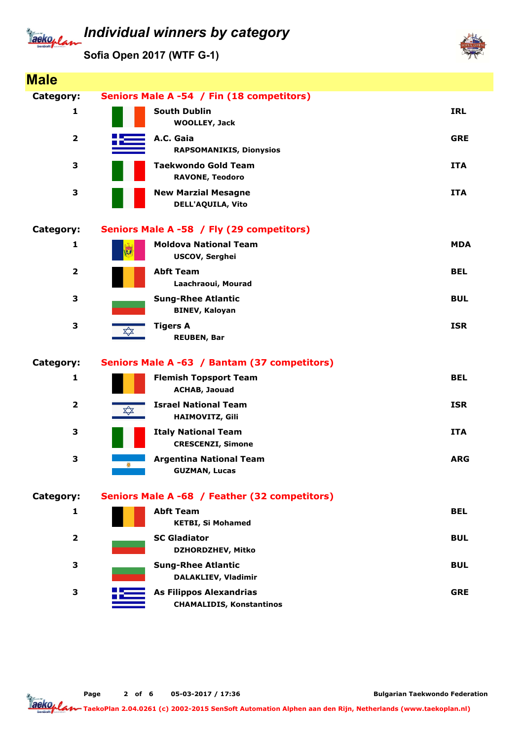# Individual winners by category

**Sofia Open 2017 (WTF G-1)**

## Male

**Category: Seniors Male A -54 / Fin (18 competitors)**

| Place | Club / Name | Country |
|---|---|---|
| 1 | **South Dublin**<br>WOOLLEY, Jack | IRL |
| 2 | **A.C. Gaia**<br>RAPSOMANIKIS, Dionysios | GRE |
| 3 | **Taekwondo Gold Team**<br>RAVONE, Teodoro | ITA |
| 3 | **New Marzial Mesagne**<br>DELL'AQUILA, Vito | ITA |

**Category: Seniors Male A -58 / Fly (29 competitors)**

| Place | Club / Name | Country |
|---|---|---|
| 1 | **Moldova National Team**<br>USCOV, Serghei | MDA |
| 2 | **Abft Team**<br>Laachraoui, Mourad | BEL |
| 3 | **Sung-Rhee Atlantic**<br>BINEV, Kaloyan | BUL |
| 3 | **Tigers A**<br>REUBEN, Bar | ISR |

**Category: Seniors Male A -63 / Bantam (37 competitors)**

| Place | Club / Name | Country |
|---|---|---|
| 1 | **Flemish Topsport Team**<br>ACHAB, Jaouad | BEL |
| 2 | **Israel National Team**<br>HAIMOVITZ, Gili | ISR |
| 3 | **Italy National Team**<br>CRESCENZI, Simone | ITA |
| 3 | **Argentina National Team**<br>GUZMAN, Lucas | ARG |

**Category: Seniors Male A -68 / Feather (32 competitors)**

| Place | Club / Name | Country |
|---|---|---|
| 1 | **Abft Team**<br>KETBI, Si Mohamed | BEL |
| 2 | **SC Gladiator**<br>DZHORDZHEV, Mitko | BUL |
| 3 | **Sung-Rhee Atlantic**<br>DALAKLIEV, Vladimir | BUL |
| 3 | **As Filippos Alexandrias**<br>CHAMALIDIS, Konstantinos | GRE |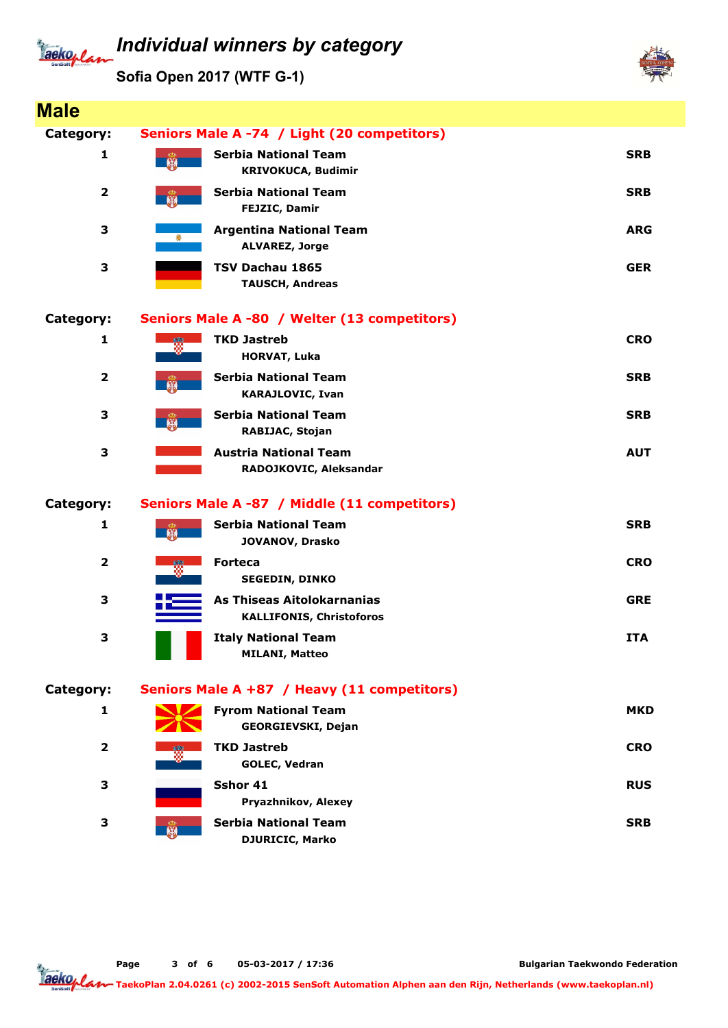# Individual winners by category

## Sofia Open 2017 (WTF G-1)

## Male

**Category: Seniors Male A -74 / Light (20 competitors)**

| Place | Team / Name | Country |
|---|---|---|
| 1 | **Serbia National Team** KRIVOKUCA, Budimir | SRB |
| 2 | **Serbia National Team** FEJZIC, Damir | SRB |
| 3 | **Argentina National Team** ALVAREZ, Jorge | ARG |
| 3 | **TSV Dachau 1865** TAUSCH, Andreas | GER |

**Category: Seniors Male A -80 / Welter (13 competitors)**

| Place | Team / Name | Country |
|---|---|---|
| 1 | **TKD Jastreb** HORVAT, Luka | CRO |
| 2 | **Serbia National Team** KARAJLOVIC, Ivan | SRB |
| 3 | **Serbia National Team** RABIJAC, Stojan | SRB |
| 3 | **Austria National Team** RADOJKOVIC, Aleksandar | AUT |

**Category: Seniors Male A -87 / Middle (11 competitors)**

| Place | Team / Name | Country |
|---|---|---|
| 1 | **Serbia National Team** JOVANOV, Drasko | SRB |
| 2 | **Forteca** SEGEDIN, DINKO | CRO |
| 3 | **As Thiseas Aitolokarnanias** KALLIFONIS, Christoforos | GRE |
| 3 | **Italy National Team** MILANI, Matteo | ITA |

**Category: Seniors Male A +87 / Heavy (11 competitors)**

| Place | Team / Name | Country |
|---|---|---|
| 1 | **Fyrom National Team** GEORGIEVSKI, Dejan | MKD |
| 2 | **TKD Jastreb** GOLEC, Vedran | CRO |
| 3 | **Sshor 41** Pryazhnikov, Alexey | RUS |
| 3 | **Serbia National Team** DJURICIC, Marko | SRB |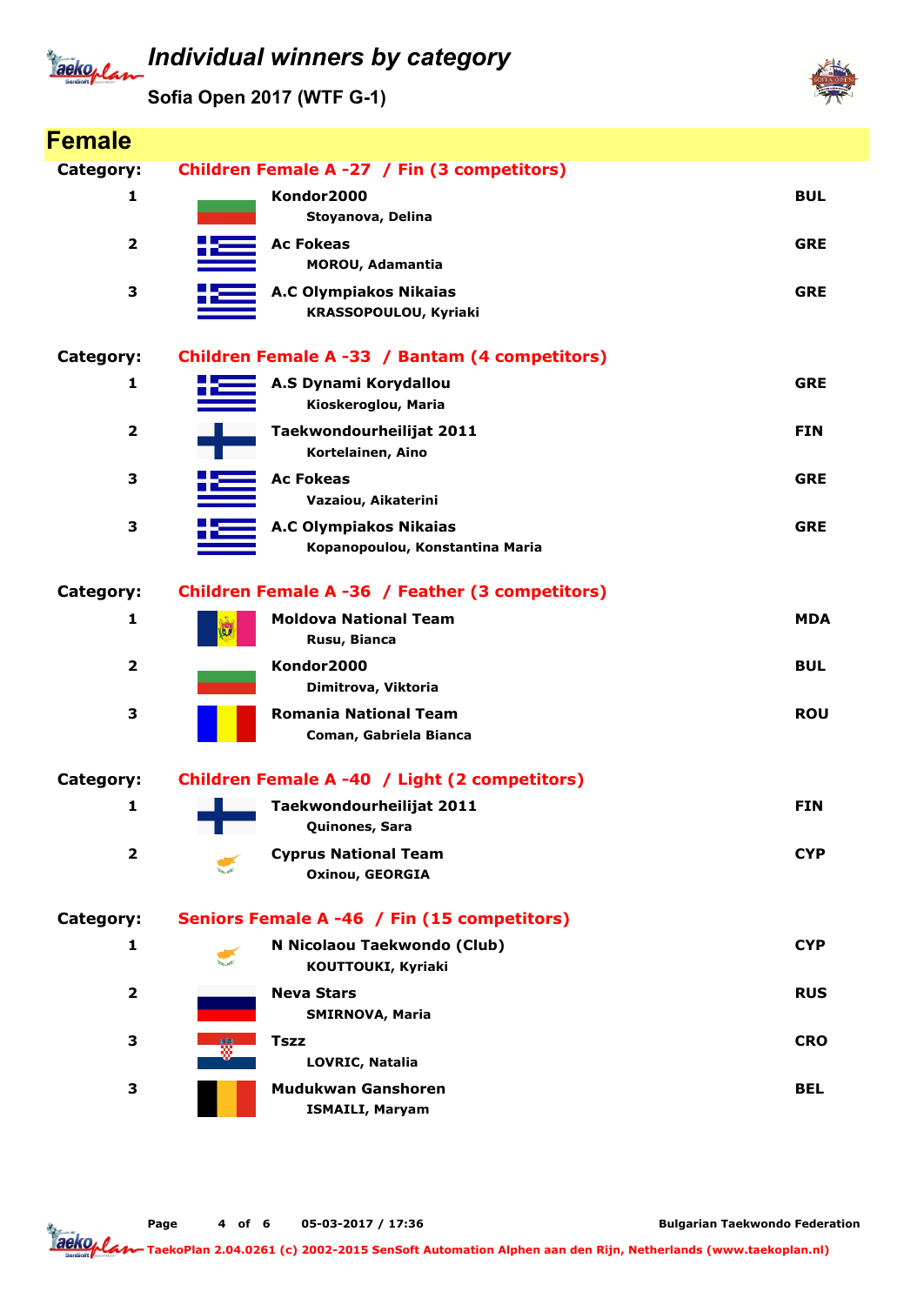# Individual winners by category

## Sofia Open 2017 (WTF G-1)

## Female

**Category: Children Female A -27 / Fin (3 competitors)**

| Place | Club / Name | Country |
|---|---|---|
| 1 | **Kondor2000**<br>Stoyanova, Delina | BUL |
| 2 | **Ac Fokeas**<br>MOROU, Adamantia | GRE |
| 3 | **A.C Olympiakos Nikaias**<br>KRASSOPOULOU, Kyriaki | GRE |

**Category: Children Female A -33 / Bantam (4 competitors)**

| Place | Club / Name | Country |
|---|---|---|
| 1 | **A.S Dynami Korydallou**<br>Kioskeroglou, Maria | GRE |
| 2 | **Taekwondourheilijat 2011**<br>Kortelainen, Aino | FIN |
| 3 | **Ac Fokeas**<br>Vazaiou, Aikaterini | GRE |
| 3 | **A.C Olympiakos Nikaias**<br>Kopanopoulou, Konstantina Maria | GRE |

**Category: Children Female A -36 / Feather (3 competitors)**

| Place | Club / Name | Country |
|---|---|---|
| 1 | **Moldova National Team**<br>Rusu, Bianca | MDA |
| 2 | **Kondor2000**<br>Dimitrova, Viktoria | BUL |
| 3 | **Romania National Team**<br>Coman, Gabriela Bianca | ROU |

**Category: Children Female A -40 / Light (2 competitors)**

| Place | Club / Name | Country |
|---|---|---|
| 1 | **Taekwondourheilijat 2011**<br>Quinones, Sara | FIN |
| 2 | **Cyprus National Team**<br>Oxinou, GEORGIA | CYP |

**Category: Seniors Female A -46 / Fin (15 competitors)**

| Place | Club / Name | Country |
|---|---|---|
| 1 | **N Nicolaou Taekwondo (Club)**<br>KOUTTOUKI, Kyriaki | CYP |
| 2 | **Neva Stars**<br>SMIRNOVA, Maria | RUS |
| 3 | **Tszz**<br>LOVRIC, Natalia | CRO |
| 3 | **Mudukwan Ganshoren**<br>ISMAILI, Maryam | BEL |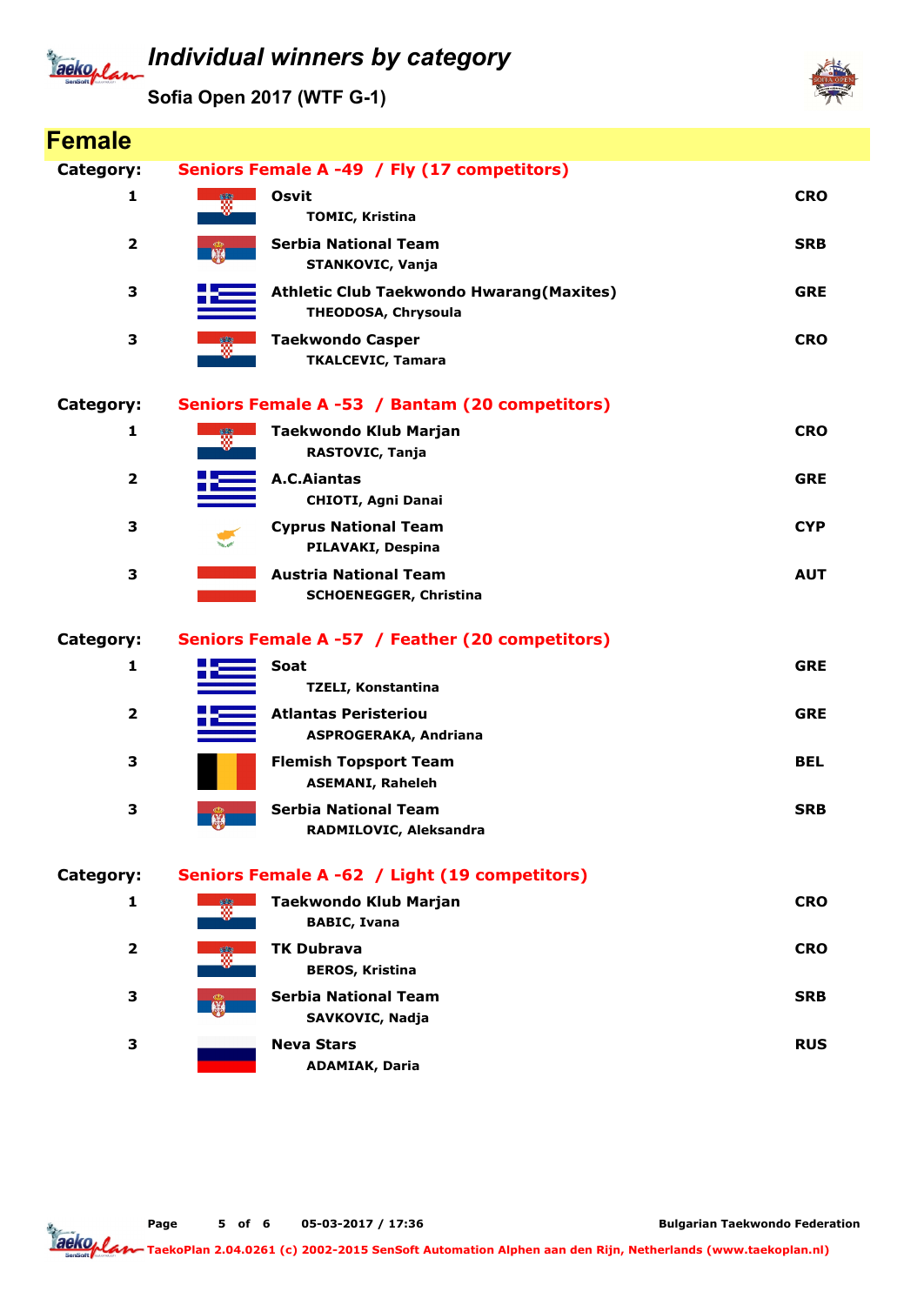# Individual winners by category

## Sofia Open 2017 (WTF G-1)

## Female

**Category:** Seniors Female A -49 / Fly (17 competitors)

| Place | Club / Name | Country |
|---|---|---|
| 1 | **Osvit**<br>TOMIC, Kristina | CRO |
| 2 | **Serbia National Team**<br>STANKOVIC, Vanja | SRB |
| 3 | **Athletic Club Taekwondo Hwarang(Maxites)**<br>THEODOSA, Chrysoula | GRE |
| 3 | **Taekwondo Casper**<br>TKALCEVIC, Tamara | CRO |

**Category:** Seniors Female A -53 / Bantam (20 competitors)

| Place | Club / Name | Country |
|---|---|---|
| 1 | **Taekwondo Klub Marjan**<br>RASTOVIC, Tanja | CRO |
| 2 | **A.C.Aiantas**<br>CHIOTI, Agni Danai | GRE |
| 3 | **Cyprus National Team**<br>PILAVAKI, Despina | CYP |
| 3 | **Austria National Team**<br>SCHOENEGGER, Christina | AUT |

**Category:** Seniors Female A -57 / Feather (20 competitors)

| Place | Club / Name | Country |
|---|---|---|
| 1 | **Soat**<br>TZELI, Konstantina | GRE |
| 2 | **Atlantas Peristeriou**<br>ASPROGERAKA, Andriana | GRE |
| 3 | **Flemish Topsport Team**<br>ASEMANI, Raheleh | BEL |
| 3 | **Serbia National Team**<br>RADMILOVIC, Aleksandra | SRB |

**Category:** Seniors Female A -62 / Light (19 competitors)

| Place | Club / Name | Country |
|---|---|---|
| 1 | **Taekwondo Klub Marjan**<br>BABIC, Ivana | CRO |
| 2 | **TK Dubrava**<br>BEROS, Kristina | CRO |
| 3 | **Serbia National Team**<br>SAVKOVIC, Nadja | SRB |
| 3 | **Neva Stars**<br>ADAMIAK, Daria | RUS |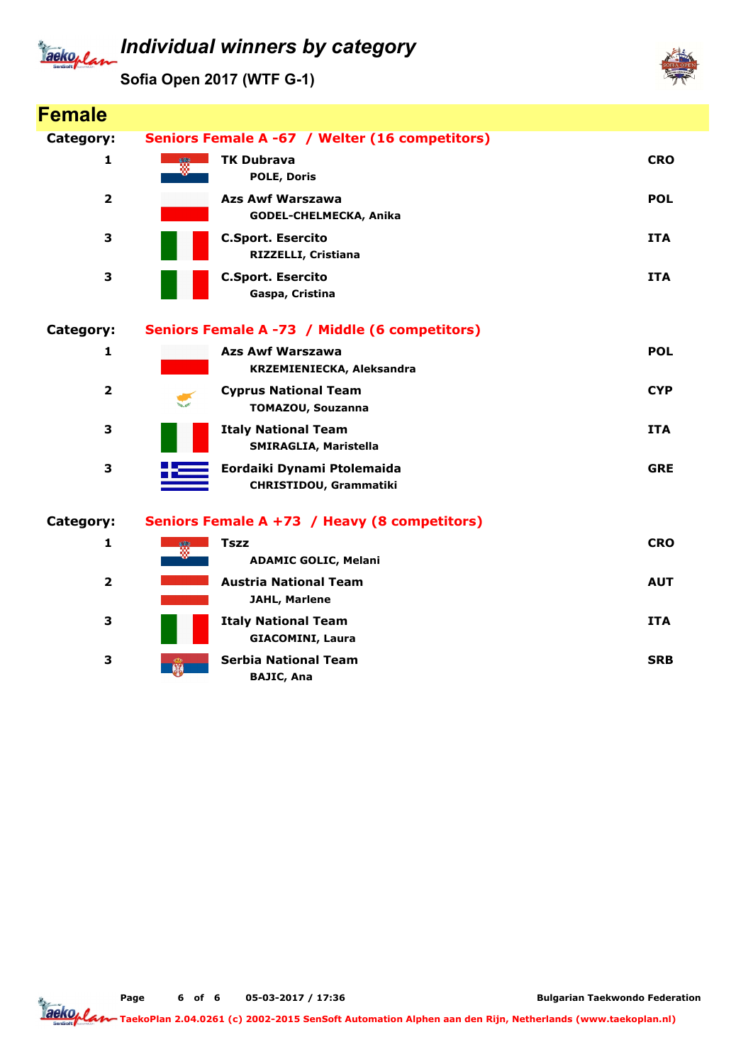# Individual winners by category

## Sofia Open 2017 (WTF G-1)

## Female

**Category:** Seniors Female A -67 / Welter (16 competitors)

| | | |
|---|---|---|
| 1 | TK Dubrava<br>POLE, Doris | CRO |
| 2 | Azs Awf Warszawa<br>GODEL-CHELMECKA, Anika | POL |
| 3 | C.Sport. Esercito<br>RIZZELLI, Cristiana | ITA |
| 3 | C.Sport. Esercito<br>Gaspa, Cristina | ITA |

**Category:** Seniors Female A -73 / Middle (6 competitors)

| | | |
|---|---|---|
| 1 | Azs Awf Warszawa<br>KRZEMIENIECKA, Aleksandra | POL |
| 2 | Cyprus National Team<br>TOMAZOU, Souzanna | CYP |
| 3 | Italy National Team<br>SMIRAGLIA, Maristella | ITA |
| 3 | Eordaiki Dynami Ptolemaida<br>CHRISTIDOU, Grammatiki | GRE |

**Category:** Seniors Female A +73 / Heavy (8 competitors)

| | | |
|---|---|---|
| 1 | Tszz<br>ADAMIC GOLIC, Melani | CRO |
| 2 | Austria National Team<br>JAHL, Marlene | AUT |
| 3 | Italy National Team<br>GIACOMINI, Laura | ITA |
| 3 | Serbia National Team<br>BAJIC, Ana | SRB |